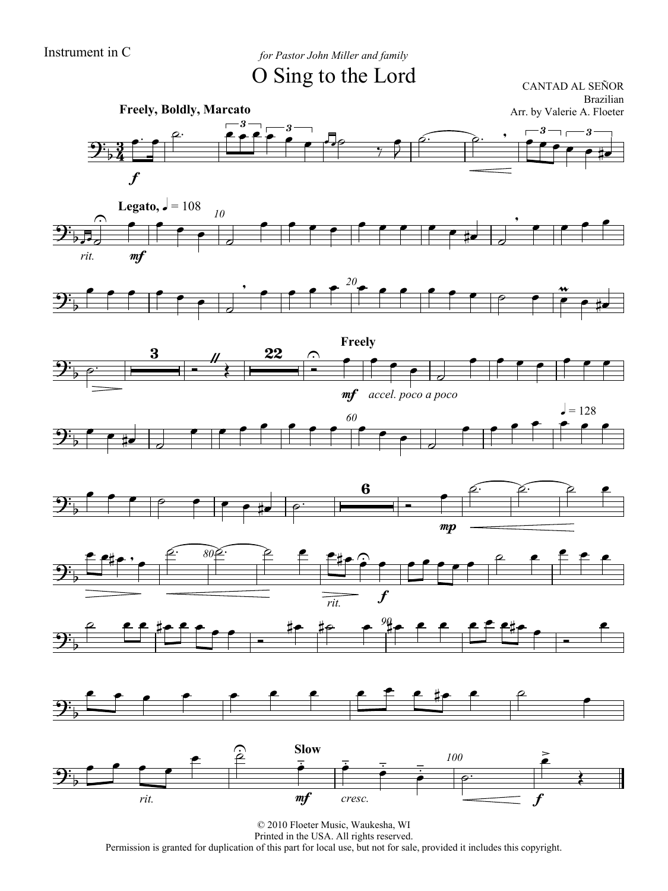Instrument in C

*for Pastor John Miller and family*

# O Sing to the Lord

CANTAD AL SEÑOR
Brazilian
Arr. by Valerie A. Floeter

© 2010 Floeter Music, Waukesha, WI
Printed in the USA. All rights reserved.
Permission is granted for duplication of this part for local use, but not for sale, provided it includes this copyright.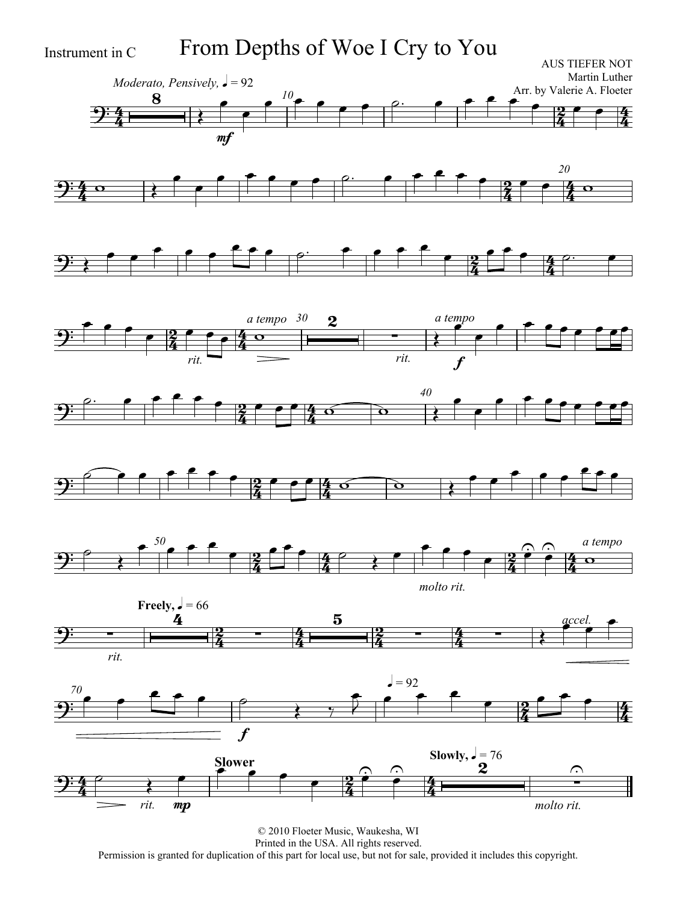Instrument in C

# From Depths of Woe I Cry to You

AUS TIEFER NOT
Martin Luther
Arr. by Valerie A. Floeter

© 2010 Floeter Music, Waukesha, WI
Printed in the USA. All rights reserved.
Permission is granted for duplication of this part for local use, but not for sale, provided it includes this copyright.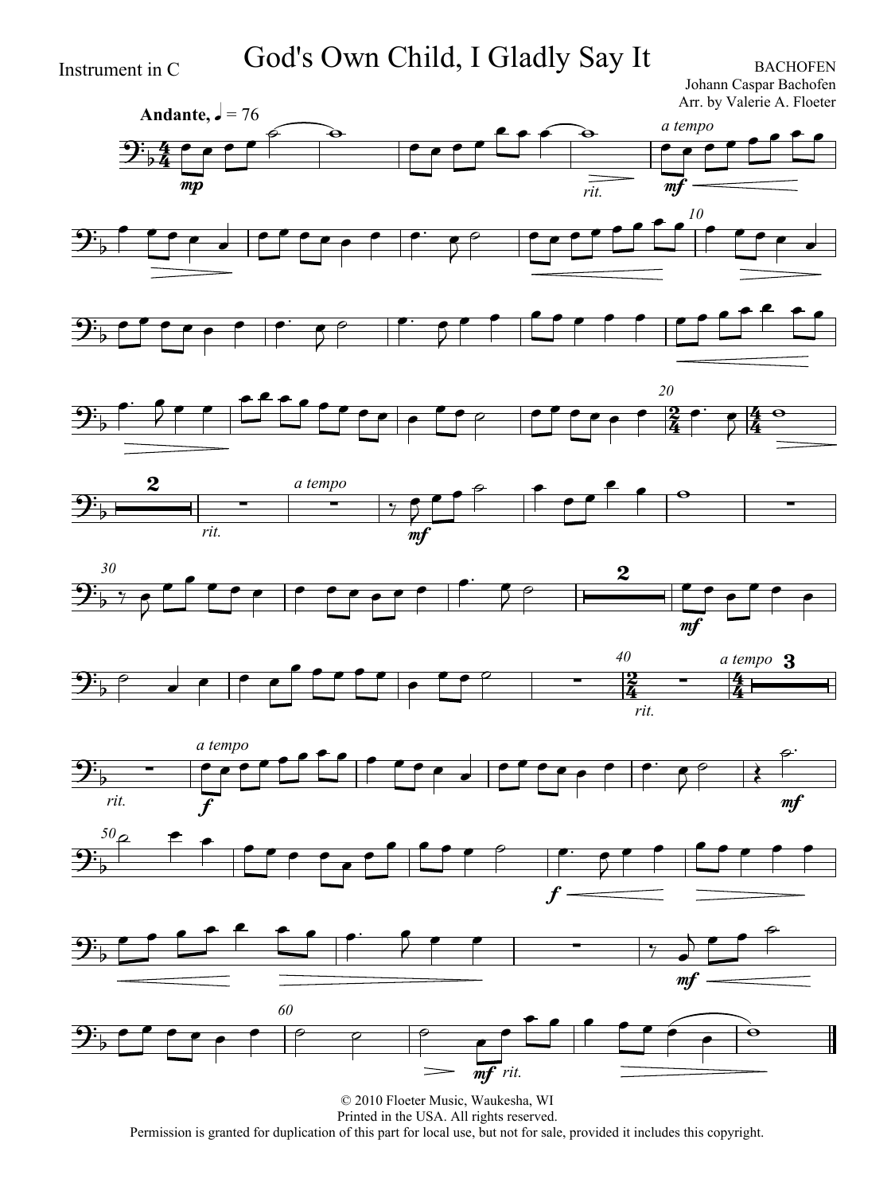Instrument in C

# God's Own Child, I Gladly Say It

BACHOFEN
Johann Caspar Bachofen
Arr. by Valerie A. Floeter

**Andante**, ♩ = 76

© 2010 Floeter Music, Waukesha, WI
Printed in the USA. All rights reserved.
Permission is granted for duplication of this part for local use, but not for sale, provided it includes this copyright.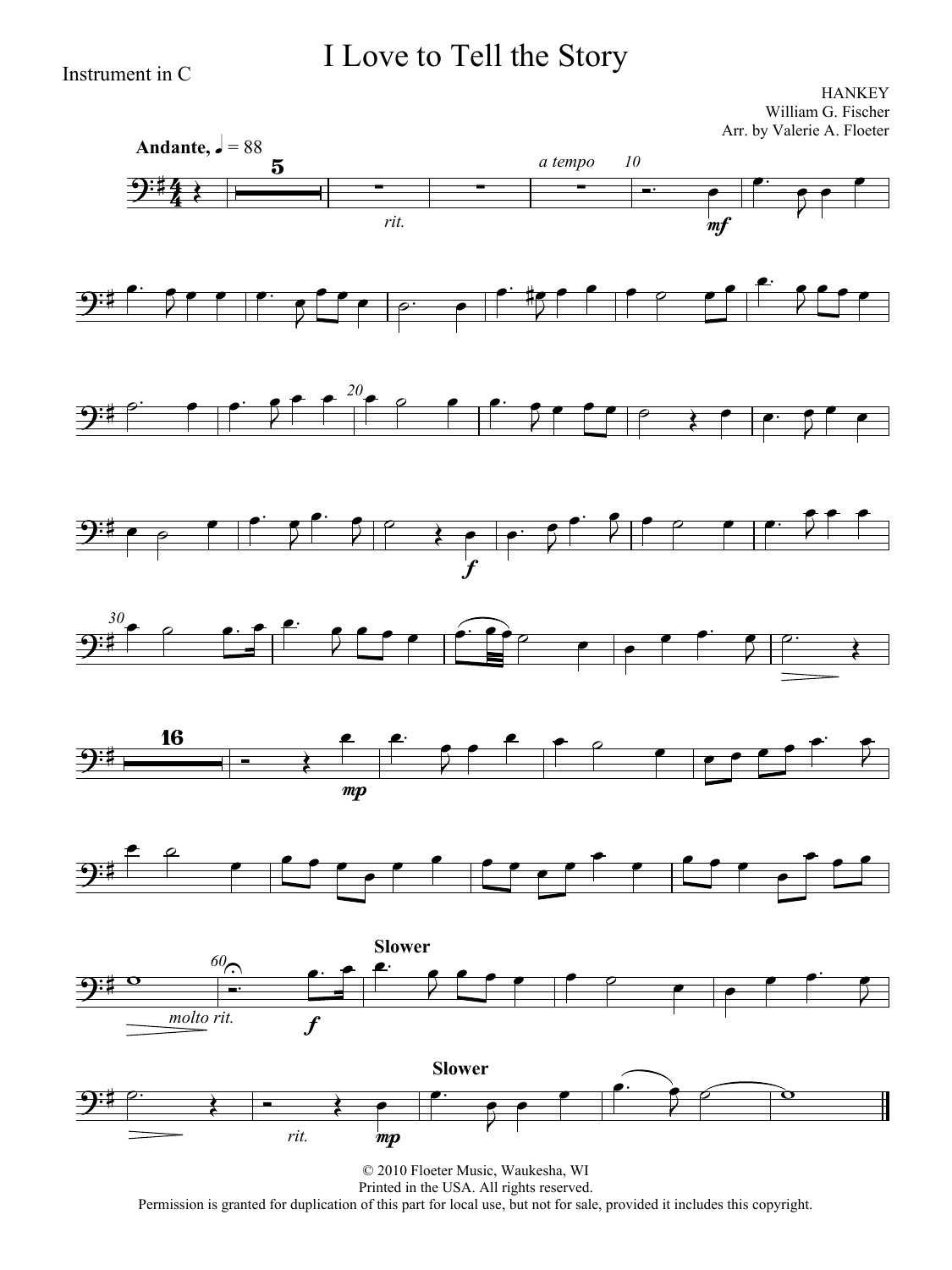Instrument in C

# I Love to Tell the Story

HANKEY
William G. Fischer
Arr. by Valerie A. Floeter

**Andante,** ♩ = 88

*rit.* *a tempo* *mf* *f* *mp* *molto rit.* **Slower** *f* *rit.* **Slower** *mp*

© 2010 Floeter Music, Waukesha, WI
Printed in the USA. All rights reserved.
Permission is granted for duplication of this part for local use, but not for sale, provided it includes this copyright.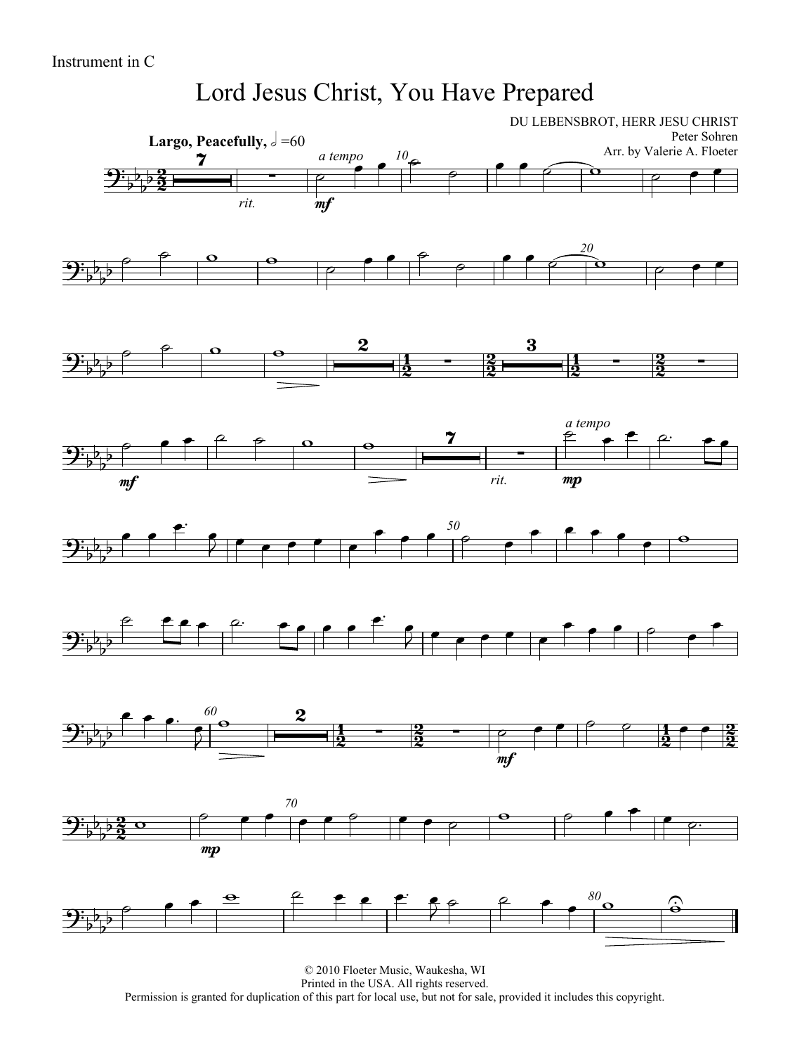Instrument in C

# Lord Jesus Christ, You Have Prepared

DU LEBENSBROT, HERR JESU CHRIST
Peter Sohren
Arr. by Valerie A. Floeter

**Largo, Peacefully,** 𝅗𝅥 =60

*rit.* *a tempo* **mf** *rit.* **mf** **mp** **mp**

© 2010 Floeter Music, Waukesha, WI
Printed in the USA. All rights reserved.
Permission is granted for duplication of this part for local use, but not for sale, provided it includes this copyright.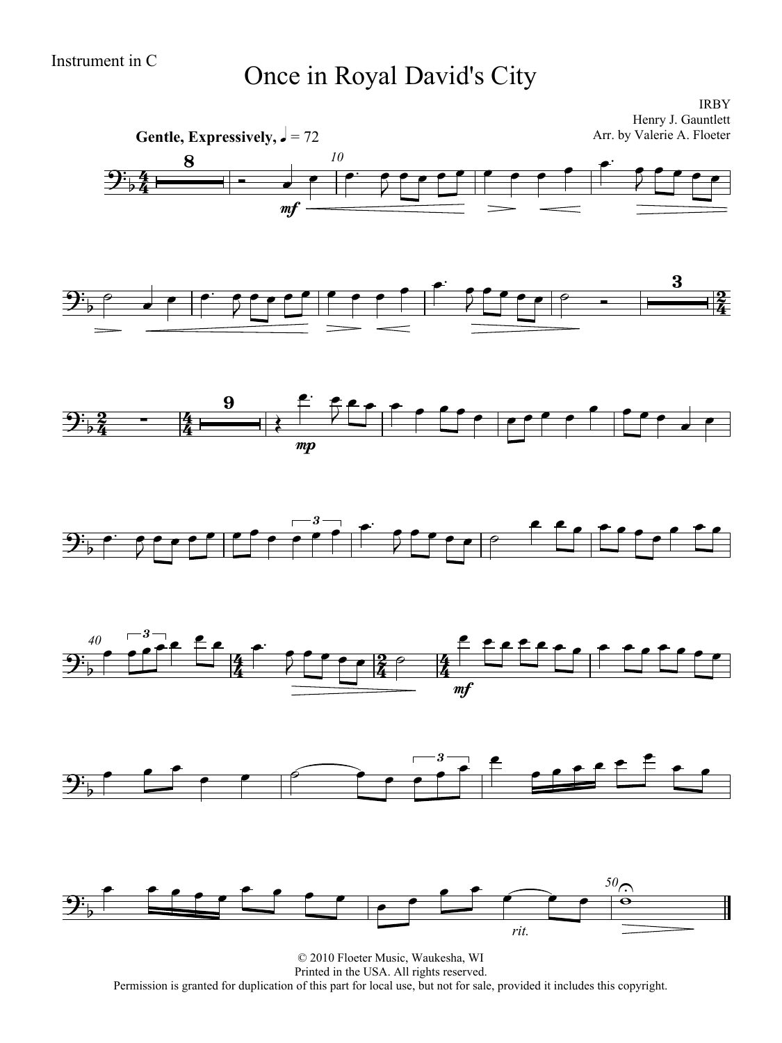Instrument in C

# Once in Royal David's City

IRBY
Henry J. Gauntlett
Arr. by Valerie A. Floeter

**Gentle, Expressively,** ♩ = 72

© 2010 Floeter Music, Waukesha, WI
Printed in the USA. All rights reserved.
Permission is granted for duplication of this part for local use, but not for sale, provided it includes this copyright.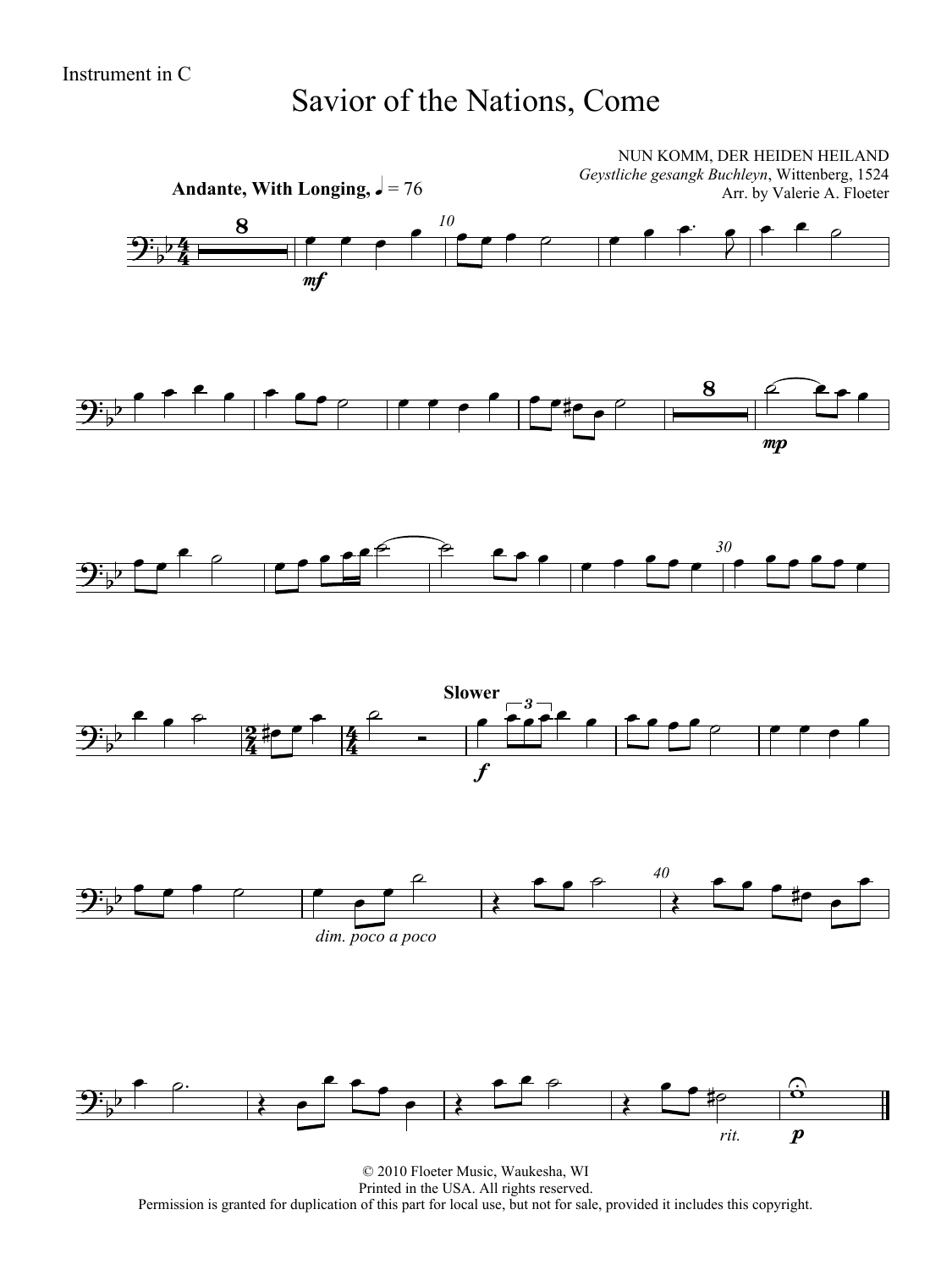Instrument in C

# Savior of the Nations, Come

NUN KOMM, DER HEIDEN HEILAND
*Geystliche gesangk Buchleyn*, Wittenberg, 1524
Arr. by Valerie A. Floeter

**Andante, With Longing,** ♩ = 76

© 2010 Floeter Music, Waukesha, WI
Printed in the USA. All rights reserved.
Permission is granted for duplication of this part for local use, but not for sale, provided it includes this copyright.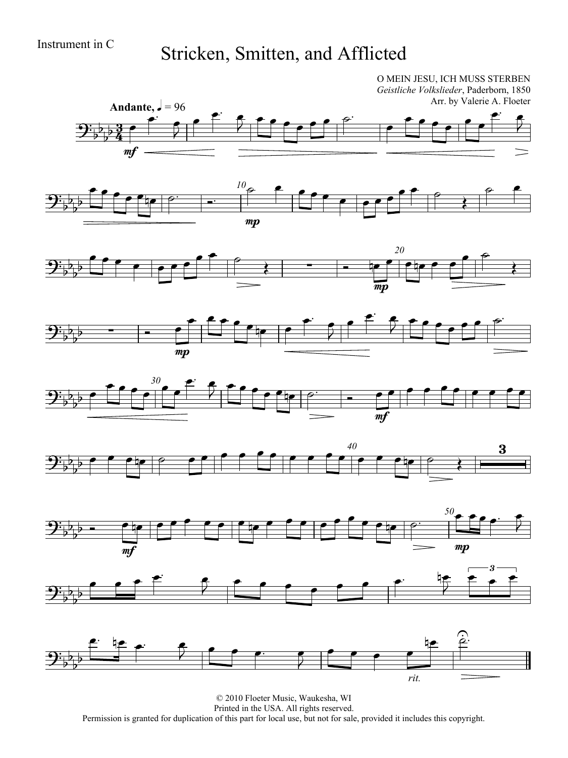Instrument in C

# Stricken, Smitten, and Afflicted

O MEIN JESU, ICH MUSS STERBEN
*Geistliche Volkslieder*, Paderborn, 1850
Arr. by Valerie A. Floeter

**Andante,** ♩ = 96

© 2010 Floeter Music, Waukesha, WI
Printed in the USA. All rights reserved.
Permission is granted for duplication of this part for local use, but not for sale, provided it includes this copyright.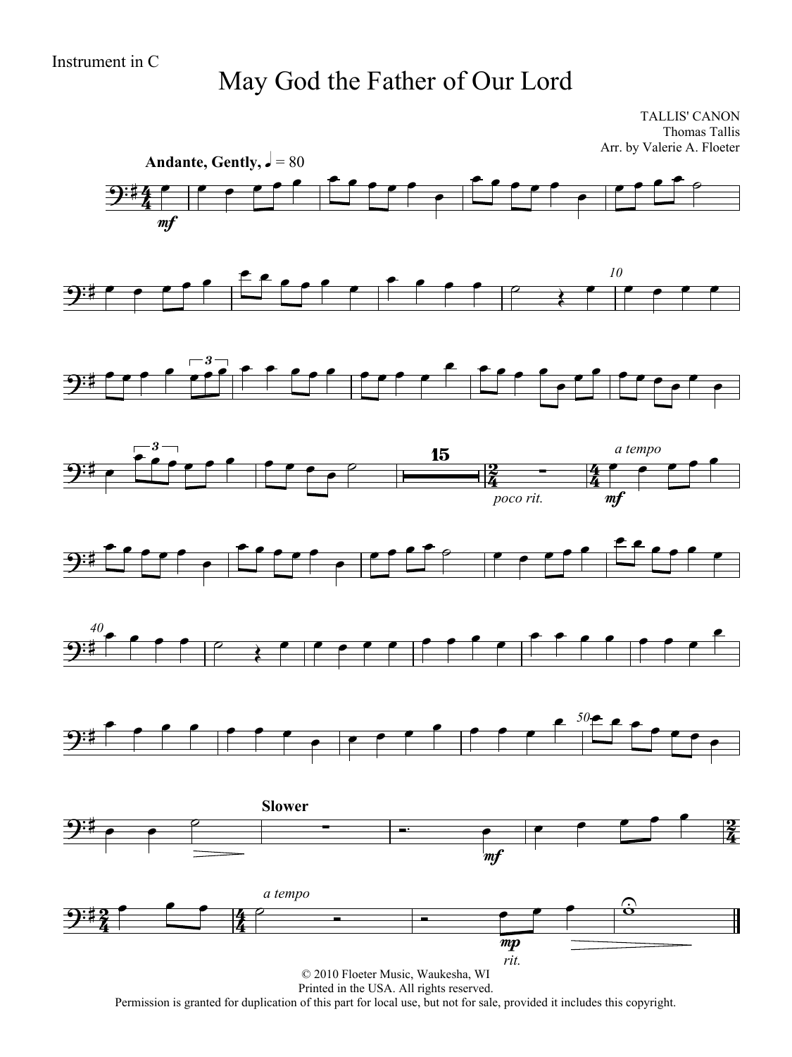Instrument in C

# May God the Father of Our Lord

TALLIS' CANON
Thomas Tallis
Arr. by Valerie A. Floeter

**Andante, Gently,** ♩ = 80

*mf*

10

15

*poco rit.*

*a tempo*

*mf*

40

50

**Slower**

*mf*

*a tempo*

*mp*

*rit.*

© 2010 Floeter Music, Waukesha, WI
Printed in the USA. All rights reserved.
Permission is granted for duplication of this part for local use, but not for sale, provided it includes this copyright.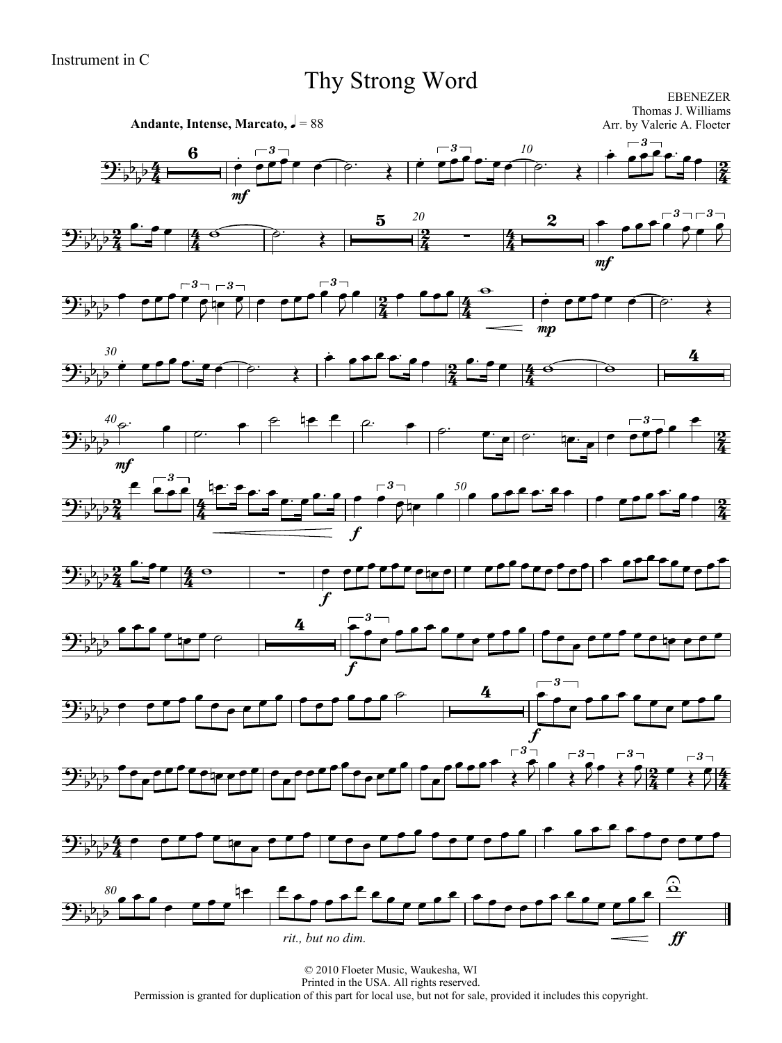Instrument in C

# Thy Strong Word

EBENEZER
Thomas J. Williams
Arr. by Valerie A. Floeter

**Andante, Intense, Marcato,** ♩ = 88

*rit., but no dim.*

© 2010 Floeter Music, Waukesha, WI
Printed in the USA. All rights reserved.
Permission is granted for duplication of this part for local use, but not for sale, provided it includes this copyright.